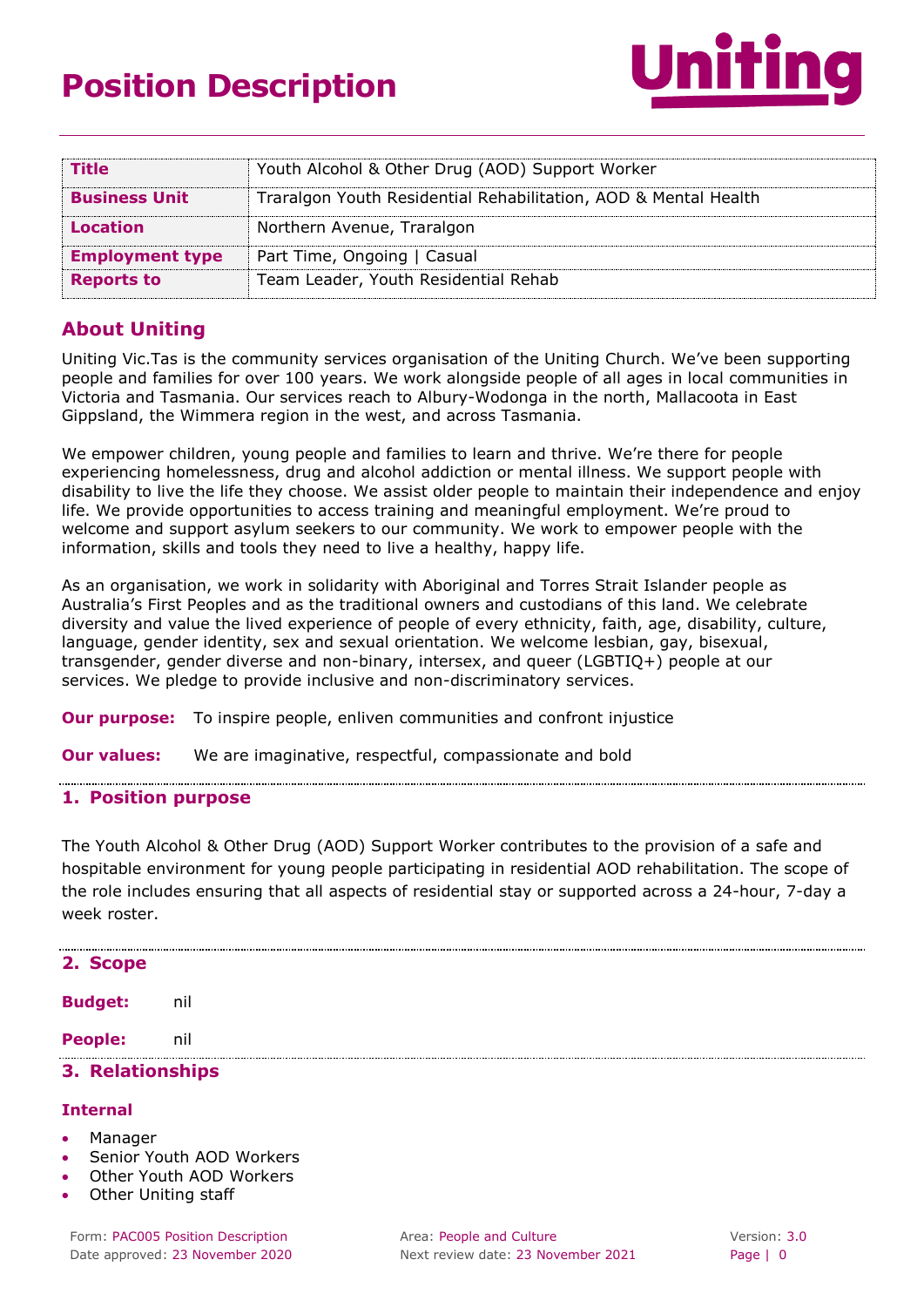# Position Description

| Title | Youth Alcohol & Other Drug (AOD) Support Worker |
|---|---|
| **Business Unit** | Traralgon Youth Residential Rehabilitation, AOD & Mental Health |
| **Location** | Northern Avenue, Traralgon |
| **Employment type** | Part Time, Ongoing \| Casual |
| **Reports to** | Team Leader, Youth Residential Rehab |

## About Uniting

Uniting Vic.Tas is the community services organisation of the Uniting Church. We've been supporting people and families for over 100 years. We work alongside people of all ages in local communities in Victoria and Tasmania. Our services reach to Albury-Wodonga in the north, Mallacoota in East Gippsland, the Wimmera region in the west, and across Tasmania.

We empower children, young people and families to learn and thrive. We're there for people experiencing homelessness, drug and alcohol addiction or mental illness. We support people with disability to live the life they choose. We assist older people to maintain their independence and enjoy life. We provide opportunities to access training and meaningful employment. We're proud to welcome and support asylum seekers to our community. We work to empower people with the information, skills and tools they need to live a healthy, happy life.

As an organisation, we work in solidarity with Aboriginal and Torres Strait Islander people as Australia's First Peoples and as the traditional owners and custodians of this land. We celebrate diversity and value the lived experience of people of every ethnicity, faith, age, disability, culture, language, gender identity, sex and sexual orientation. We welcome lesbian, gay, bisexual, transgender, gender diverse and non-binary, intersex, and queer (LGBTIQ+) people at our services. We pledge to provide inclusive and non-discriminatory services.

**Our purpose:** To inspire people, enliven communities and confront injustice

**Our values:** We are imaginative, respectful, compassionate and bold

## 1. Position purpose

The Youth Alcohol & Other Drug (AOD) Support Worker contributes to the provision of a safe and hospitable environment for young people participating in residential AOD rehabilitation. The scope of the role includes ensuring that all aspects of residential stay or supported across a 24-hour, 7-day a week roster.

## 2. Scope

**Budget:** nil

**People:** nil

## 3. Relationships

### Internal

- Manager
- Senior Youth AOD Workers
- Other Youth AOD Workers
- Other Uniting staff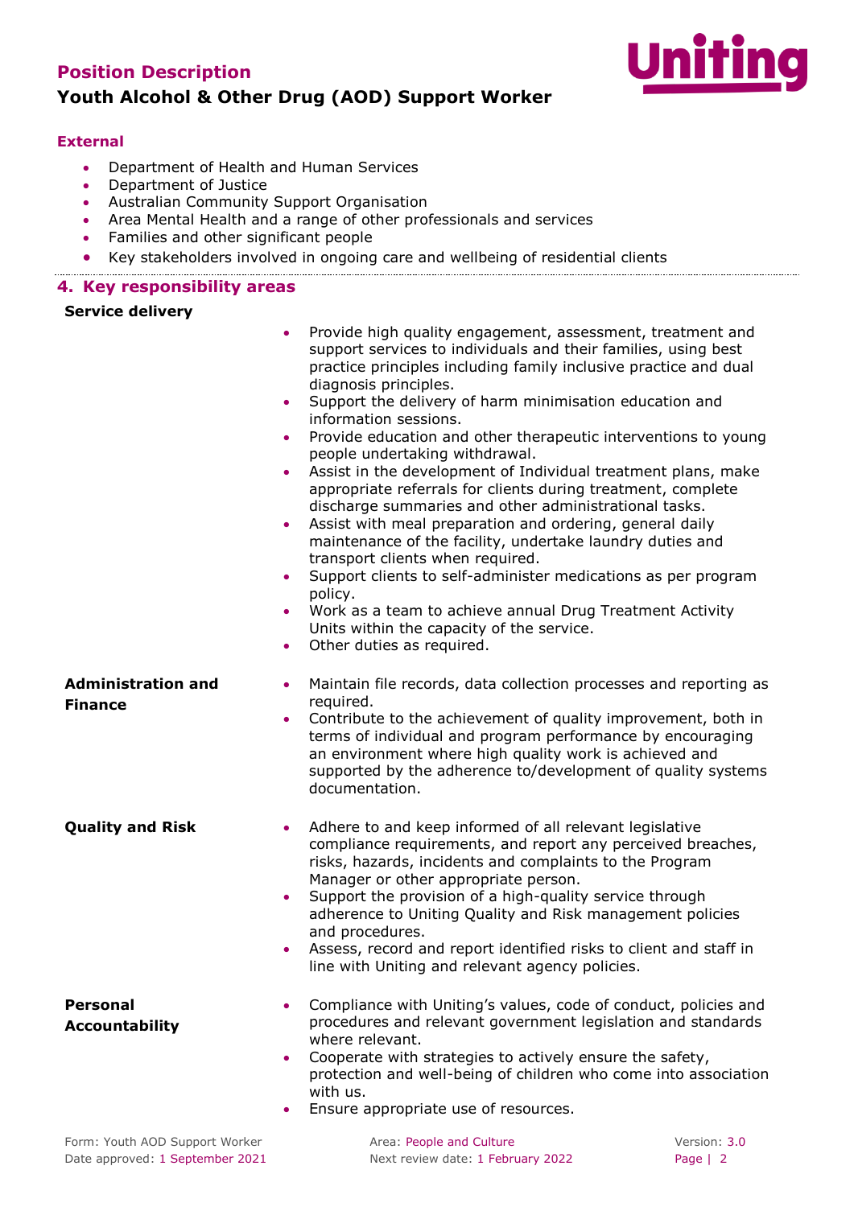### External

- Department of Health and Human Services
- Department of Justice
- Australian Community Support Organisation
- Area Mental Health and a range of other professionals and services
- Families and other significant people
- Key stakeholders involved in ongoing care and wellbeing of residential clients

## 4. Key responsibility areas

**Service delivery**

- Provide high quality engagement, assessment, treatment and support services to individuals and their families, using best practice principles including family inclusive practice and dual diagnosis principles.
- Support the delivery of harm minimisation education and information sessions.
- Provide education and other therapeutic interventions to young people undertaking withdrawal.
- Assist in the development of Individual treatment plans, make appropriate referrals for clients during treatment, complete discharge summaries and other administrational tasks.
- Assist with meal preparation and ordering, general daily maintenance of the facility, undertake laundry duties and transport clients when required.
- Support clients to self-administer medications as per program policy.
- Work as a team to achieve annual Drug Treatment Activity Units within the capacity of the service.
- Other duties as required.

**Administration and Finance**

- Maintain file records, data collection processes and reporting as required.
- Contribute to the achievement of quality improvement, both in terms of individual and program performance by encouraging an environment where high quality work is achieved and supported by the adherence to/development of quality systems documentation.

**Quality and Risk**

- Adhere to and keep informed of all relevant legislative compliance requirements, and report any perceived breaches, risks, hazards, incidents and complaints to the Program Manager or other appropriate person.
- Support the provision of a high-quality service through adherence to Uniting Quality and Risk management policies and procedures.
- Assess, record and report identified risks to client and staff in line with Uniting and relevant agency policies.

**Personal Accountability**

- Compliance with Uniting's values, code of conduct, policies and procedures and relevant government legislation and standards where relevant.
- Cooperate with strategies to actively ensure the safety, protection and well-being of children who come into association with us.
- Ensure appropriate use of resources.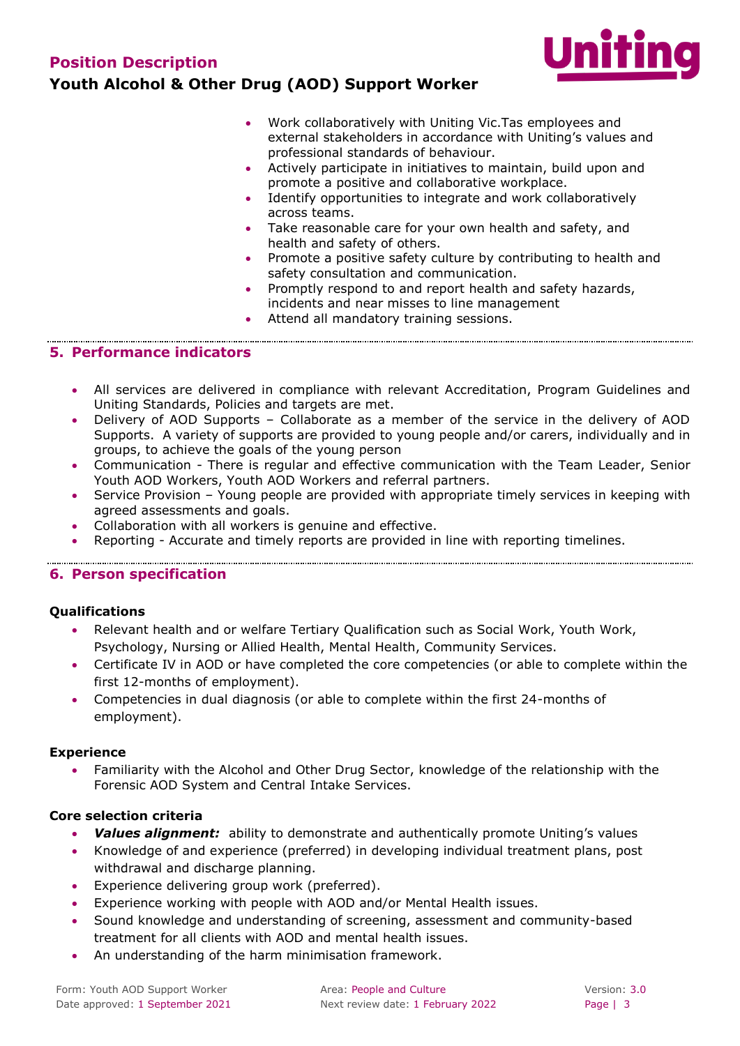- Work collaboratively with Uniting Vic.Tas employees and external stakeholders in accordance with Uniting's values and professional standards of behaviour.
- Actively participate in initiatives to maintain, build upon and promote a positive and collaborative workplace.
- Identify opportunities to integrate and work collaboratively across teams.
- Take reasonable care for your own health and safety, and health and safety of others.
- Promote a positive safety culture by contributing to health and safety consultation and communication.
- Promptly respond to and report health and safety hazards, incidents and near misses to line management
- Attend all mandatory training sessions.

## 5. Performance indicators

- All services are delivered in compliance with relevant Accreditation, Program Guidelines and Uniting Standards, Policies and targets are met.
- Delivery of AOD Supports – Collaborate as a member of the service in the delivery of AOD Supports. A variety of supports are provided to young people and/or carers, individually and in groups, to achieve the goals of the young person
- Communication - There is regular and effective communication with the Team Leader, Senior Youth AOD Workers, Youth AOD Workers and referral partners.
- Service Provision – Young people are provided with appropriate timely services in keeping with agreed assessments and goals.
- Collaboration with all workers is genuine and effective.
- Reporting - Accurate and timely reports are provided in line with reporting timelines.

## 6. Person specification

### Qualifications

- Relevant health and or welfare Tertiary Qualification such as Social Work, Youth Work, Psychology, Nursing or Allied Health, Mental Health, Community Services.
- Certificate IV in AOD or have completed the core competencies (or able to complete within the first 12-months of employment).
- Competencies in dual diagnosis (or able to complete within the first 24-months of employment).

### Experience

- Familiarity with the Alcohol and Other Drug Sector, knowledge of the relationship with the Forensic AOD System and Central Intake Services.

### Core selection criteria

- ***Values alignment:*** ability to demonstrate and authentically promote Uniting's values
- Knowledge of and experience (preferred) in developing individual treatment plans, post withdrawal and discharge planning.
- Experience delivering group work (preferred).
- Experience working with people with AOD and/or Mental Health issues.
- Sound knowledge and understanding of screening, assessment and community-based treatment for all clients with AOD and mental health issues.
- An understanding of the harm minimisation framework.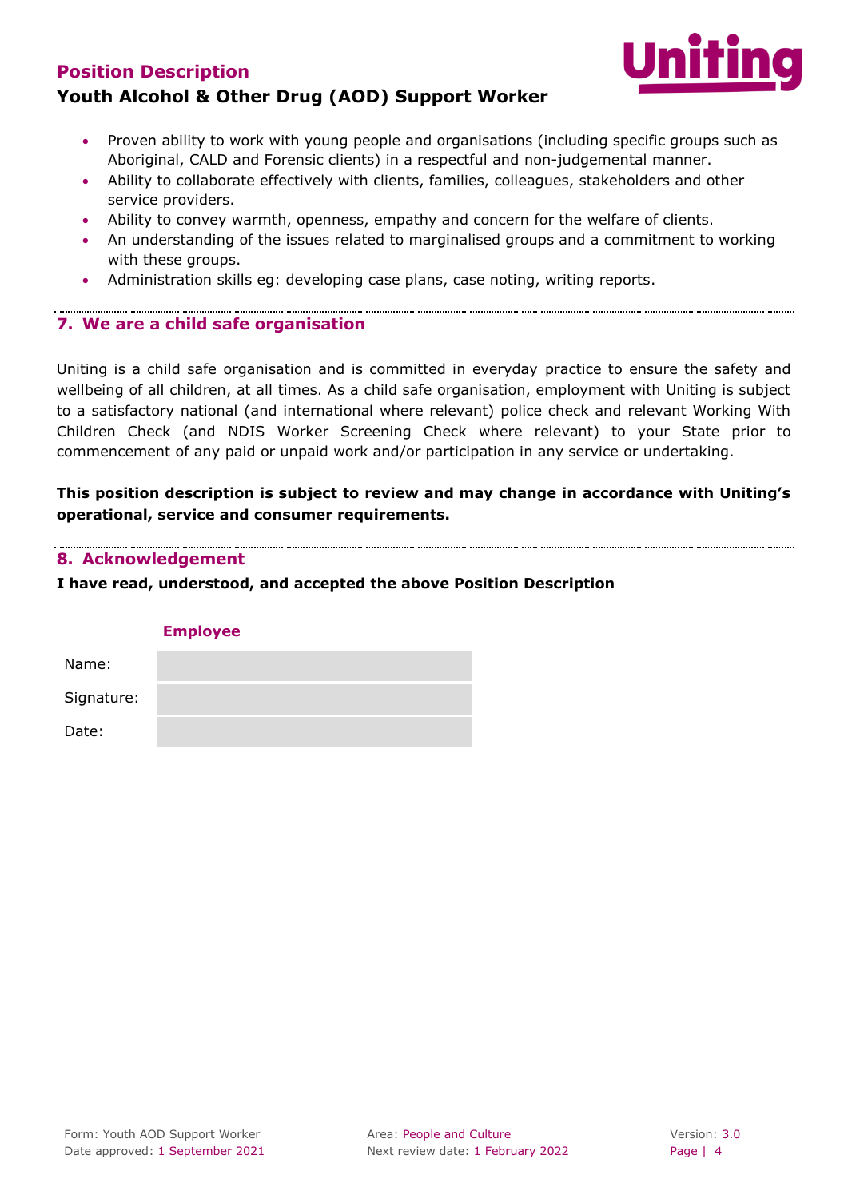- Proven ability to work with young people and organisations (including specific groups such as Aboriginal, CALD and Forensic clients) in a respectful and non-judgemental manner.
- Ability to collaborate effectively with clients, families, colleagues, stakeholders and other service providers.
- Ability to convey warmth, openness, empathy and concern for the welfare of clients.
- An understanding of the issues related to marginalised groups and a commitment to working with these groups.
- Administration skills eg: developing case plans, case noting, writing reports.

## 7. We are a child safe organisation

Uniting is a child safe organisation and is committed in everyday practice to ensure the safety and wellbeing of all children, at all times. As a child safe organisation, employment with Uniting is subject to a satisfactory national (and international where relevant) police check and relevant Working With Children Check (and NDIS Worker Screening Check where relevant) to your State prior to commencement of any paid or unpaid work and/or participation in any service or undertaking.

**This position description is subject to review and may change in accordance with Uniting's operational, service and consumer requirements.**

## 8. Acknowledgement

**I have read, understood, and accepted the above Position Description**

| | Employee |
| --- | --- |
| Name: | |
| Signature: | |
| Date: | |